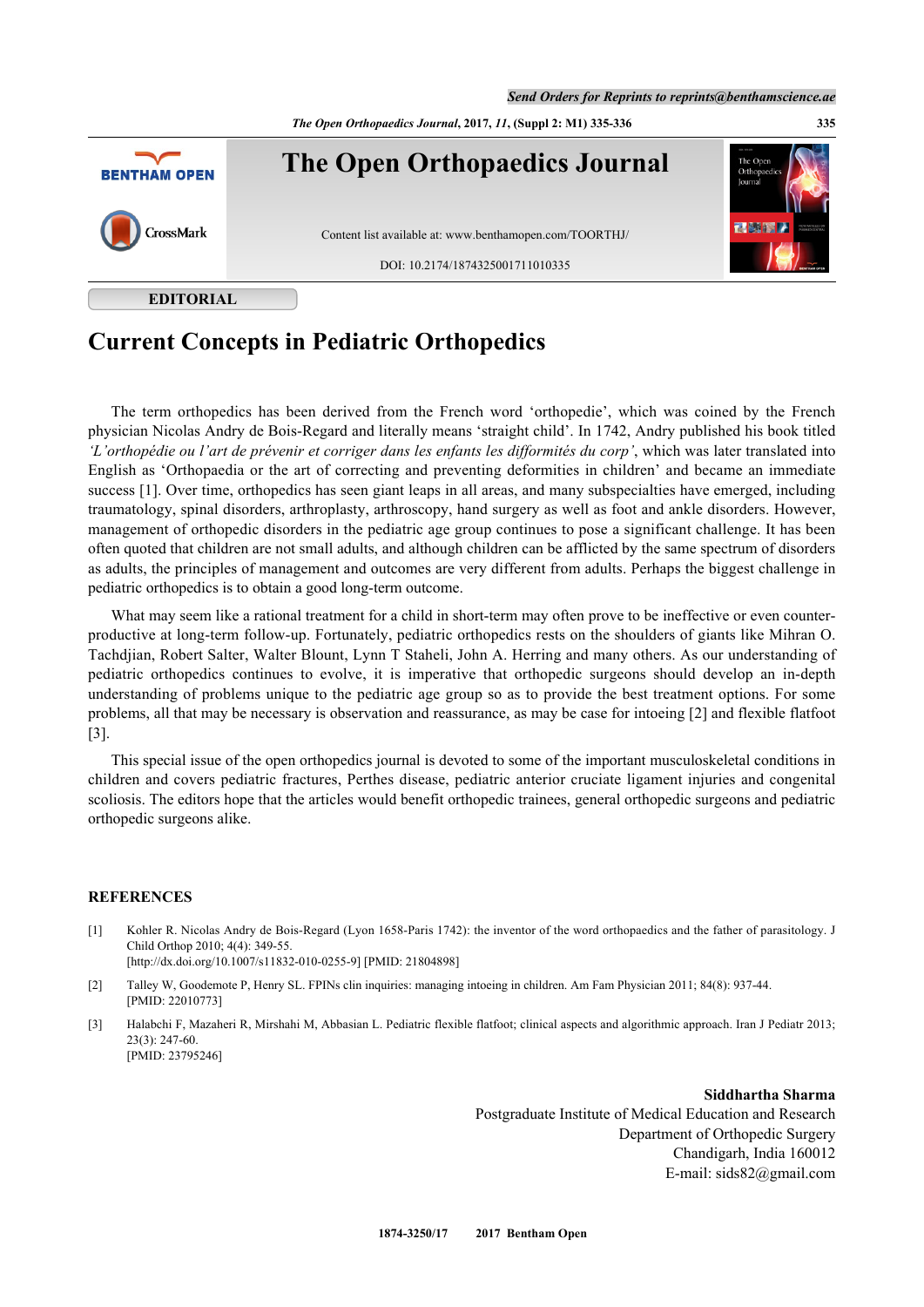**EDITORIAL**

# Current Concepts in Pediatric Orthopedics

The term orthopedics has been derived from the French word 'orthopedie', which was coined by the French physician Nicolas Andry de Bois-Regard and literally means 'straight child'. In 1742, Andry published his book titled *'L'orthopédie ou l'art de prévenir et corriger dans les enfants les difformités du corp'*, which was later translated into English as 'Orthopaedia or the art of correcting and preventing deformities in children' and became an immediate success [1]. Over time, orthopedics has seen giant leaps in all areas, and many subspecialties have emerged, including traumatology, spinal disorders, arthroplasty, arthroscopy, hand surgery as well as foot and ankle disorders. However, management of orthopedic disorders in the pediatric age group continues to pose a significant challenge. It has been often quoted that children are not small adults, and although children can be afflicted by the same spectrum of disorders as adults, the principles of management and outcomes are very different from adults. Perhaps the biggest challenge in pediatric orthopedics is to obtain a good long-term outcome.

What may seem like a rational treatment for a child in short-term may often prove to be ineffective or even counter-productive at long-term follow-up. Fortunately, pediatric orthopedics rests on the shoulders of giants like Mihran O. Tachdjian, Robert Salter, Walter Blount, Lynn T Staheli, John A. Herring and many others. As our understanding of pediatric orthopedics continues to evolve, it is imperative that orthopedic surgeons should develop an in-depth understanding of problems unique to the pediatric age group so as to provide the best treatment options. For some problems, all that may be necessary is observation and reassurance, as may be case for intoeing [2] and flexible flatfoot [3].

This special issue of the open orthopedics journal is devoted to some of the important musculoskeletal conditions in children and covers pediatric fractures, Perthes disease, pediatric anterior cruciate ligament injuries and congenital scoliosis. The editors hope that the articles would benefit orthopedic trainees, general orthopedic surgeons and pediatric orthopedic surgeons alike.

## REFERENCES

[1] Kohler R. Nicolas Andry de Bois-Regard (Lyon 1658-Paris 1742): the inventor of the word orthopaedics and the father of parasitology. J Child Orthop 2010; 4(4): 349-55.
[http://dx.doi.org/10.1007/s11832-010-0255-9] [PMID: 21804898]

[2] Talley W, Goodemote P, Henry SL. FPINs clin inquiries: managing intoeing in children. Am Fam Physician 2011; 84(8): 937-44.
[PMID: 22010773]

[3] Halabchi F, Mazaheri R, Mirshahi M, Abbasian L. Pediatric flexible flatfoot; clinical aspects and algorithmic approach. Iran J Pediatr 2013; 23(3): 247-60.
[PMID: 23795246]

**Siddhartha Sharma**
Postgraduate Institute of Medical Education and Research
Department of Orthopedic Surgery
Chandigarh, India 160012
E-mail: sids82@gmail.com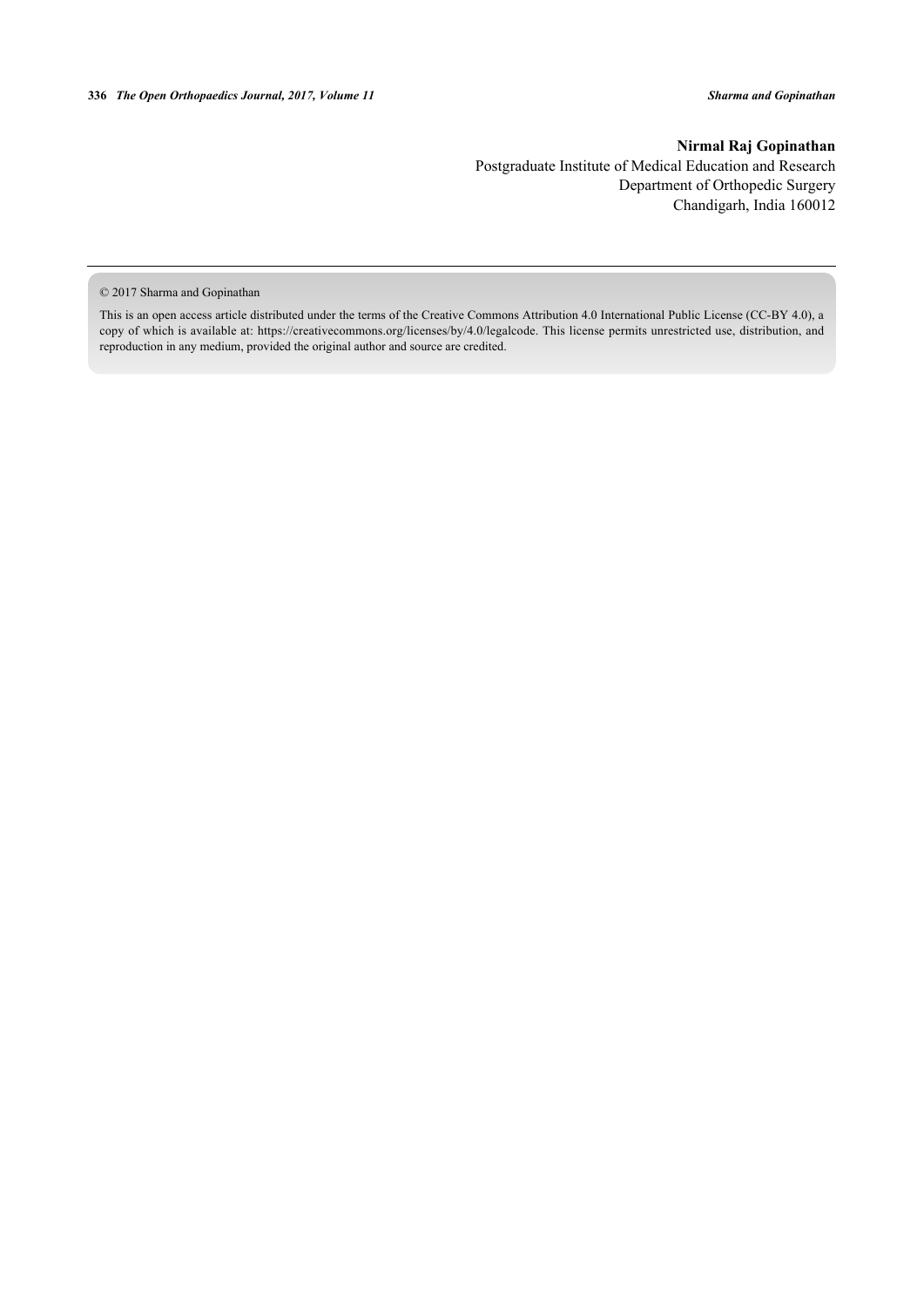**Nirmal Raj Gopinathan**
Postgraduate Institute of Medical Education and Research
Department of Orthopedic Surgery
Chandigarh, India 160012

---

© 2017 Sharma and Gopinathan

This is an open access article distributed under the terms of the Creative Commons Attribution 4.0 International Public License (CC-BY 4.0), a copy of which is available at: https://creativecommons.org/licenses/by/4.0/legalcode. This license permits unrestricted use, distribution, and reproduction in any medium, provided the original author and source are credited.